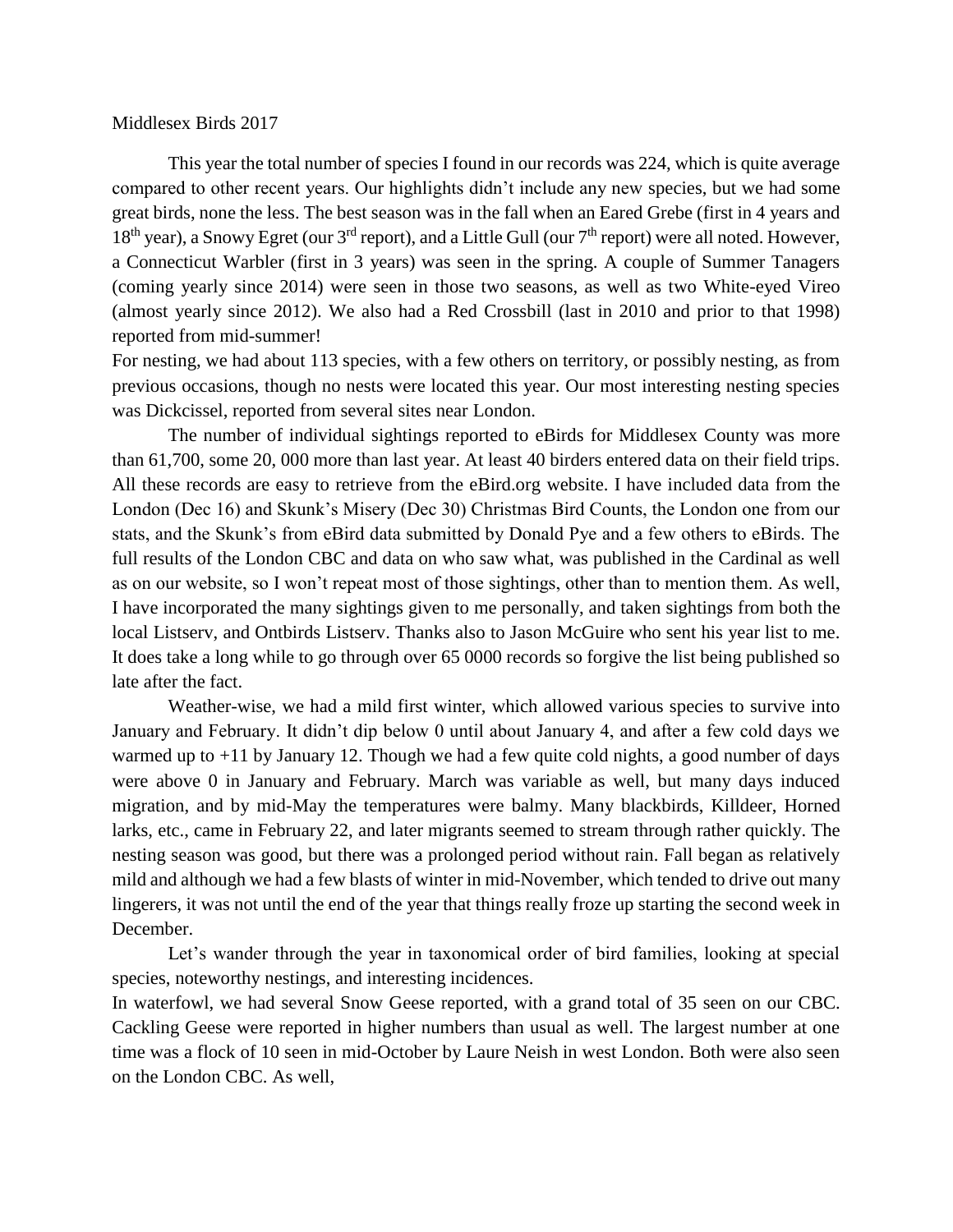Middlesex Birds 2017

This year the total number of species I found in our records was 224, which is quite average compared to other recent years. Our highlights didn't include any new species, but we had some great birds, none the less. The best season was in the fall when an Eared Grebe (first in 4 years and 18th year), a Snowy Egret (our 3rd report), and a Little Gull (our 7th report) were all noted. However, a Connecticut Warbler (first in 3 years) was seen in the spring. A couple of Summer Tanagers (coming yearly since 2014) were seen in those two seasons, as well as two White-eyed Vireo (almost yearly since 2012). We also had a Red Crossbill (last in 2010 and prior to that 1998) reported from mid-summer!

For nesting, we had about 113 species, with a few others on territory, or possibly nesting, as from previous occasions, though no nests were located this year. Our most interesting nesting species was Dickcissel, reported from several sites near London.

The number of individual sightings reported to eBirds for Middlesex County was more than 61,700, some 20, 000 more than last year. At least 40 birders entered data on their field trips. All these records are easy to retrieve from the eBird.org website. I have included data from the London (Dec 16) and Skunk's Misery (Dec 30) Christmas Bird Counts, the London one from our stats, and the Skunk's from eBird data submitted by Donald Pye and a few others to eBirds. The full results of the London CBC and data on who saw what, was published in the Cardinal as well as on our website, so I won't repeat most of those sightings, other than to mention them. As well, I have incorporated the many sightings given to me personally, and taken sightings from both the local Listserv, and Ontbirds Listserv. Thanks also to Jason McGuire who sent his year list to me. It does take a long while to go through over 65 0000 records so forgive the list being published so late after the fact.

Weather-wise, we had a mild first winter, which allowed various species to survive into January and February. It didn't dip below 0 until about January 4, and after a few cold days we warmed up to +11 by January 12. Though we had a few quite cold nights, a good number of days were above 0 in January and February. March was variable as well, but many days induced migration, and by mid-May the temperatures were balmy. Many blackbirds, Killdeer, Horned larks, etc., came in February 22, and later migrants seemed to stream through rather quickly. The nesting season was good, but there was a prolonged period without rain. Fall began as relatively mild and although we had a few blasts of winter in mid-November, which tended to drive out many lingerers, it was not until the end of the year that things really froze up starting the second week in December.

Let's wander through the year in taxonomical order of bird families, looking at special species, noteworthy nestings, and interesting incidences.

In waterfowl, we had several Snow Geese reported, with a grand total of 35 seen on our CBC. Cackling Geese were reported in higher numbers than usual as well. The largest number at one time was a flock of 10 seen in mid-October by Laure Neish in west London. Both were also seen on the London CBC. As well,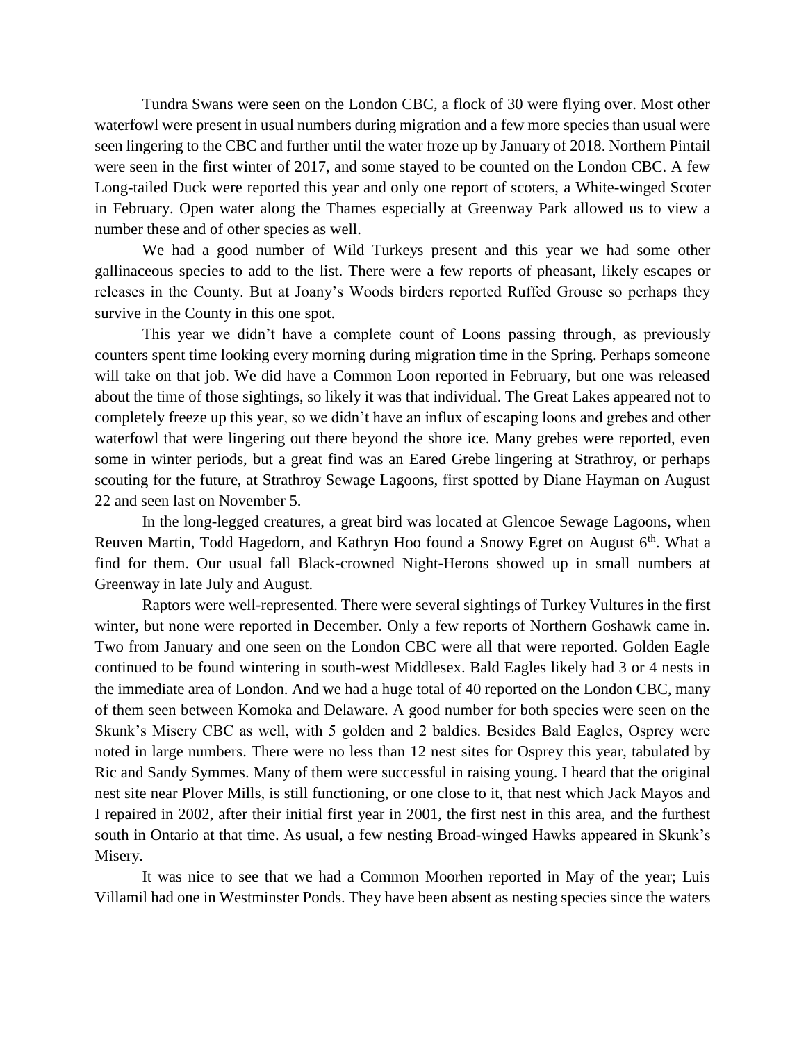Tundra Swans were seen on the London CBC, a flock of 30 were flying over. Most other waterfowl were present in usual numbers during migration and a few more species than usual were seen lingering to the CBC and further until the water froze up by January of 2018. Northern Pintail were seen in the first winter of 2017, and some stayed to be counted on the London CBC. A few Long-tailed Duck were reported this year and only one report of scoters, a White-winged Scoter in February. Open water along the Thames especially at Greenway Park allowed us to view a number these and of other species as well.

We had a good number of Wild Turkeys present and this year we had some other gallinaceous species to add to the list. There were a few reports of pheasant, likely escapes or releases in the County. But at Joany's Woods birders reported Ruffed Grouse so perhaps they survive in the County in this one spot.

This year we didn't have a complete count of Loons passing through, as previously counters spent time looking every morning during migration time in the Spring. Perhaps someone will take on that job. We did have a Common Loon reported in February, but one was released about the time of those sightings, so likely it was that individual. The Great Lakes appeared not to completely freeze up this year, so we didn't have an influx of escaping loons and grebes and other waterfowl that were lingering out there beyond the shore ice. Many grebes were reported, even some in winter periods, but a great find was an Eared Grebe lingering at Strathroy, or perhaps scouting for the future, at Strathroy Sewage Lagoons, first spotted by Diane Hayman on August 22 and seen last on November 5.

In the long-legged creatures, a great bird was located at Glencoe Sewage Lagoons, when Reuven Martin, Todd Hagedorn, and Kathryn Hoo found a Snowy Egret on August 6th. What a find for them. Our usual fall Black-crowned Night-Herons showed up in small numbers at Greenway in late July and August.

Raptors were well-represented. There were several sightings of Turkey Vultures in the first winter, but none were reported in December. Only a few reports of Northern Goshawk came in. Two from January and one seen on the London CBC were all that were reported. Golden Eagle continued to be found wintering in south-west Middlesex. Bald Eagles likely had 3 or 4 nests in the immediate area of London. And we had a huge total of 40 reported on the London CBC, many of them seen between Komoka and Delaware. A good number for both species were seen on the Skunk's Misery CBC as well, with 5 golden and 2 baldies. Besides Bald Eagles, Osprey were noted in large numbers. There were no less than 12 nest sites for Osprey this year, tabulated by Ric and Sandy Symmes. Many of them were successful in raising young. I heard that the original nest site near Plover Mills, is still functioning, or one close to it, that nest which Jack Mayos and I repaired in 2002, after their initial first year in 2001, the first nest in this area, and the furthest south in Ontario at that time. As usual, a few nesting Broad-winged Hawks appeared in Skunk's Misery.

It was nice to see that we had a Common Moorhen reported in May of the year; Luis Villamil had one in Westminster Ponds. They have been absent as nesting species since the waters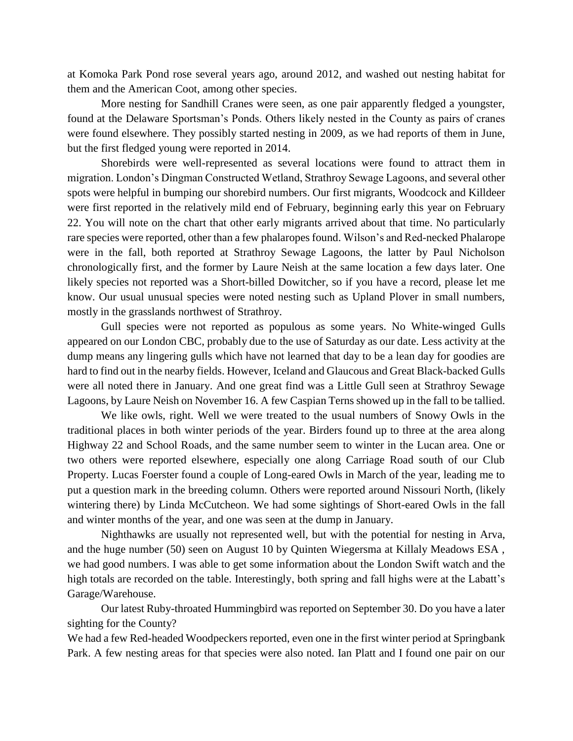at Komoka Park Pond rose several years ago, around 2012, and washed out nesting habitat for them and the American Coot, among other species.

More nesting for Sandhill Cranes were seen, as one pair apparently fledged a youngster, found at the Delaware Sportsman's Ponds. Others likely nested in the County as pairs of cranes were found elsewhere. They possibly started nesting in 2009, as we had reports of them in June, but the first fledged young were reported in 2014.

Shorebirds were well-represented as several locations were found to attract them in migration. London's Dingman Constructed Wetland, Strathroy Sewage Lagoons, and several other spots were helpful in bumping our shorebird numbers. Our first migrants, Woodcock and Killdeer were first reported in the relatively mild end of February, beginning early this year on February 22. You will note on the chart that other early migrants arrived about that time. No particularly rare species were reported, other than a few phalaropes found. Wilson's and Red-necked Phalarope were in the fall, both reported at Strathroy Sewage Lagoons, the latter by Paul Nicholson chronologically first, and the former by Laure Neish at the same location a few days later. One likely species not reported was a Short-billed Dowitcher, so if you have a record, please let me know. Our usual unusual species were noted nesting such as Upland Plover in small numbers, mostly in the grasslands northwest of Strathroy.

Gull species were not reported as populous as some years. No White-winged Gulls appeared on our London CBC, probably due to the use of Saturday as our date. Less activity at the dump means any lingering gulls which have not learned that day to be a lean day for goodies are hard to find out in the nearby fields. However, Iceland and Glaucous and Great Black-backed Gulls were all noted there in January. And one great find was a Little Gull seen at Strathroy Sewage Lagoons, by Laure Neish on November 16. A few Caspian Terns showed up in the fall to be tallied.

We like owls, right. Well we were treated to the usual numbers of Snowy Owls in the traditional places in both winter periods of the year. Birders found up to three at the area along Highway 22 and School Roads, and the same number seem to winter in the Lucan area. One or two others were reported elsewhere, especially one along Carriage Road south of our Club Property. Lucas Foerster found a couple of Long-eared Owls in March of the year, leading me to put a question mark in the breeding column. Others were reported around Nissouri North, (likely wintering there) by Linda McCutcheon. We had some sightings of Short-eared Owls in the fall and winter months of the year, and one was seen at the dump in January.

Nighthawks are usually not represented well, but with the potential for nesting in Arva, and the huge number (50) seen on August 10 by Quinten Wiegersma at Killaly Meadows ESA , we had good numbers. I was able to get some information about the London Swift watch and the high totals are recorded on the table. Interestingly, both spring and fall highs were at the Labatt's Garage/Warehouse.

Our latest Ruby-throated Hummingbird was reported on September 30. Do you have a later sighting for the County?

We had a few Red-headed Woodpeckers reported, even one in the first winter period at Springbank Park. A few nesting areas for that species were also noted. Ian Platt and I found one pair on our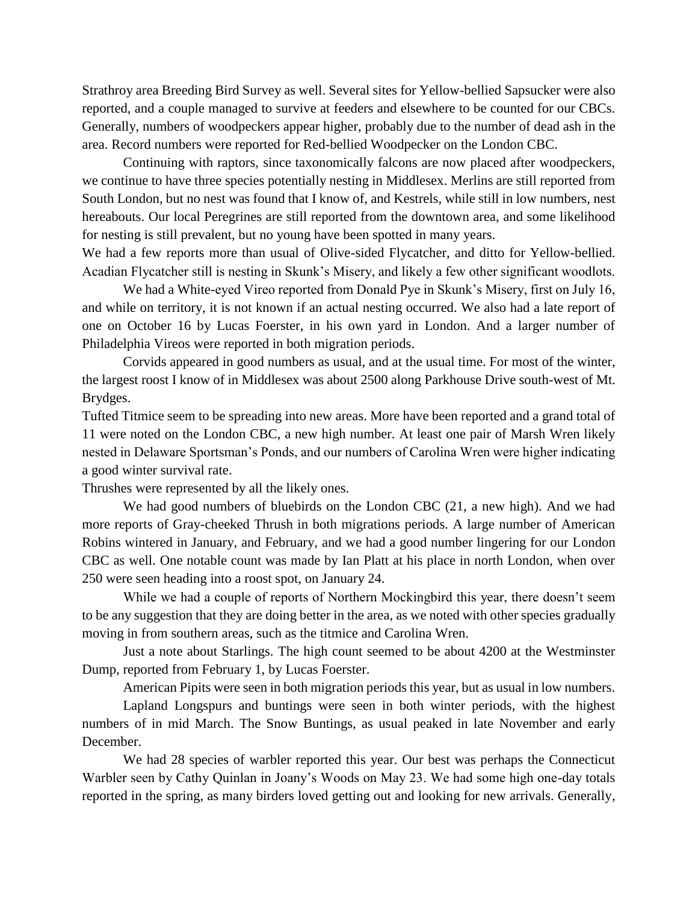Strathroy area Breeding Bird Survey as well. Several sites for Yellow-bellied Sapsucker were also reported, and a couple managed to survive at feeders and elsewhere to be counted for our CBCs. Generally, numbers of woodpeckers appear higher, probably due to the number of dead ash in the area. Record numbers were reported for Red-bellied Woodpecker on the London CBC.

Continuing with raptors, since taxonomically falcons are now placed after woodpeckers, we continue to have three species potentially nesting in Middlesex. Merlins are still reported from South London, but no nest was found that I know of, and Kestrels, while still in low numbers, nest hereabouts. Our local Peregrines are still reported from the downtown area, and some likelihood for nesting is still prevalent, but no young have been spotted in many years.

We had a few reports more than usual of Olive-sided Flycatcher, and ditto for Yellow-bellied. Acadian Flycatcher still is nesting in Skunk's Misery, and likely a few other significant woodlots.

We had a White-eyed Vireo reported from Donald Pye in Skunk's Misery, first on July 16, and while on territory, it is not known if an actual nesting occurred. We also had a late report of one on October 16 by Lucas Foerster, in his own yard in London. And a larger number of Philadelphia Vireos were reported in both migration periods.

Corvids appeared in good numbers as usual, and at the usual time. For most of the winter, the largest roost I know of in Middlesex was about 2500 along Parkhouse Drive south-west of Mt. Brydges.

Tufted Titmice seem to be spreading into new areas. More have been reported and a grand total of 11 were noted on the London CBC, a new high number. At least one pair of Marsh Wren likely nested in Delaware Sportsman's Ponds, and our numbers of Carolina Wren were higher indicating a good winter survival rate.

Thrushes were represented by all the likely ones.

We had good numbers of bluebirds on the London CBC (21, a new high). And we had more reports of Gray-cheeked Thrush in both migrations periods. A large number of American Robins wintered in January, and February, and we had a good number lingering for our London CBC as well. One notable count was made by Ian Platt at his place in north London, when over 250 were seen heading into a roost spot, on January 24.

While we had a couple of reports of Northern Mockingbird this year, there doesn't seem to be any suggestion that they are doing better in the area, as we noted with other species gradually moving in from southern areas, such as the titmice and Carolina Wren.

Just a note about Starlings. The high count seemed to be about 4200 at the Westminster Dump, reported from February 1, by Lucas Foerster.

American Pipits were seen in both migration periods this year, but as usual in low numbers.

Lapland Longspurs and buntings were seen in both winter periods, with the highest numbers of in mid March. The Snow Buntings, as usual peaked in late November and early December.

We had 28 species of warbler reported this year. Our best was perhaps the Connecticut Warbler seen by Cathy Quinlan in Joany's Woods on May 23. We had some high one-day totals reported in the spring, as many birders loved getting out and looking for new arrivals. Generally,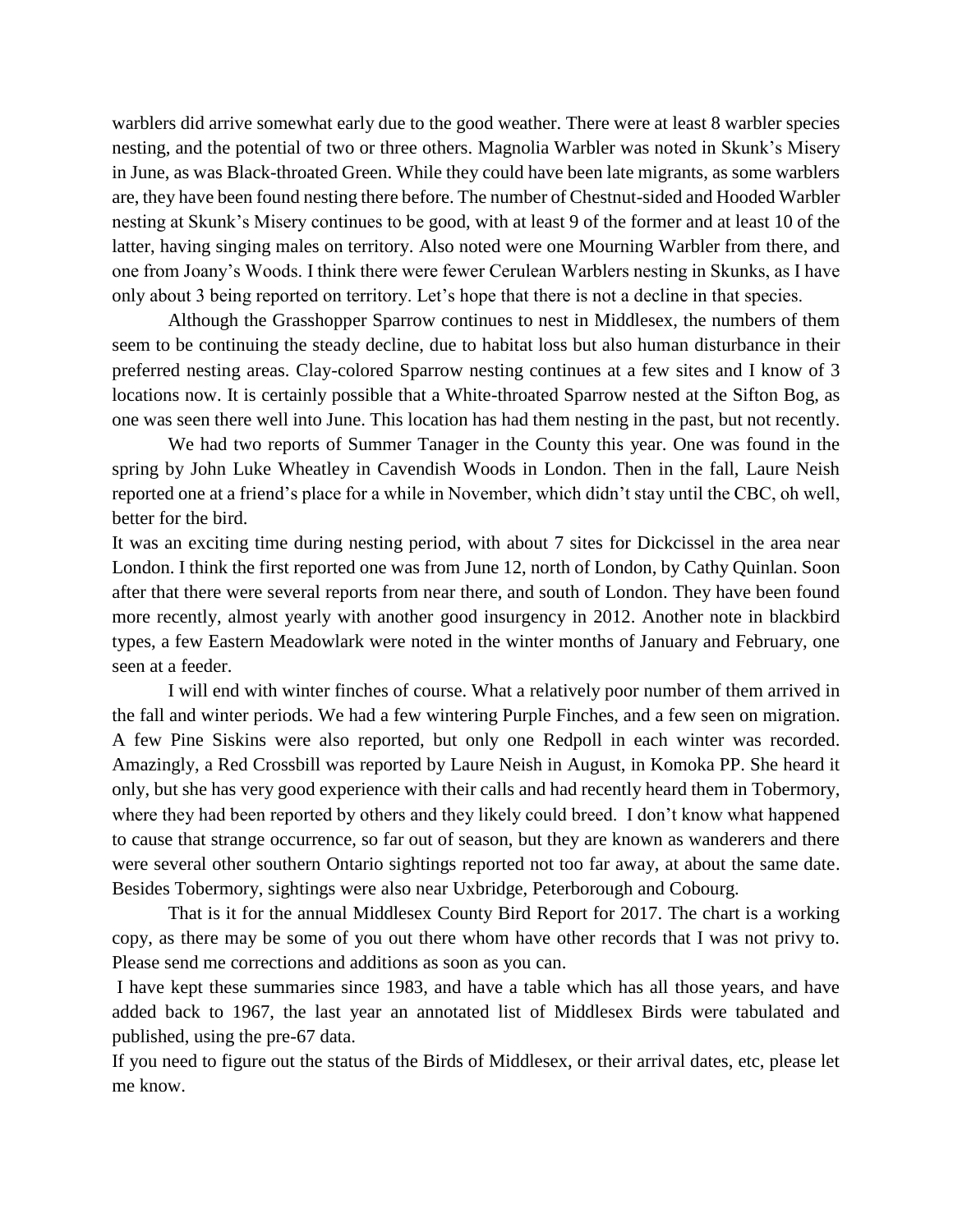warblers did arrive somewhat early due to the good weather. There were at least 8 warbler species nesting, and the potential of two or three others. Magnolia Warbler was noted in Skunk's Misery in June, as was Black-throated Green. While they could have been late migrants, as some warblers are, they have been found nesting there before. The number of Chestnut-sided and Hooded Warbler nesting at Skunk's Misery continues to be good, with at least 9 of the former and at least 10 of the latter, having singing males on territory. Also noted were one Mourning Warbler from there, and one from Joany's Woods. I think there were fewer Cerulean Warblers nesting in Skunks, as I have only about 3 being reported on territory. Let's hope that there is not a decline in that species.

Although the Grasshopper Sparrow continues to nest in Middlesex, the numbers of them seem to be continuing the steady decline, due to habitat loss but also human disturbance in their preferred nesting areas. Clay-colored Sparrow nesting continues at a few sites and I know of 3 locations now. It is certainly possible that a White-throated Sparrow nested at the Sifton Bog, as one was seen there well into June. This location has had them nesting in the past, but not recently.

We had two reports of Summer Tanager in the County this year. One was found in the spring by John Luke Wheatley in Cavendish Woods in London. Then in the fall, Laure Neish reported one at a friend's place for a while in November, which didn't stay until the CBC, oh well, better for the bird.

It was an exciting time during nesting period, with about 7 sites for Dickcissel in the area near London. I think the first reported one was from June 12, north of London, by Cathy Quinlan. Soon after that there were several reports from near there, and south of London. They have been found more recently, almost yearly with another good insurgency in 2012. Another note in blackbird types, a few Eastern Meadowlark were noted in the winter months of January and February, one seen at a feeder.

I will end with winter finches of course. What a relatively poor number of them arrived in the fall and winter periods. We had a few wintering Purple Finches, and a few seen on migration. A few Pine Siskins were also reported, but only one Redpoll in each winter was recorded. Amazingly, a Red Crossbill was reported by Laure Neish in August, in Komoka PP. She heard it only, but she has very good experience with their calls and had recently heard them in Tobermory, where they had been reported by others and they likely could breed. I don't know what happened to cause that strange occurrence, so far out of season, but they are known as wanderers and there were several other southern Ontario sightings reported not too far away, at about the same date. Besides Tobermory, sightings were also near Uxbridge, Peterborough and Cobourg.

That is it for the annual Middlesex County Bird Report for 2017. The chart is a working copy, as there may be some of you out there whom have other records that I was not privy to. Please send me corrections and additions as soon as you can.

I have kept these summaries since 1983, and have a table which has all those years, and have added back to 1967, the last year an annotated list of Middlesex Birds were tabulated and published, using the pre-67 data.

If you need to figure out the status of the Birds of Middlesex, or their arrival dates, etc, please let me know.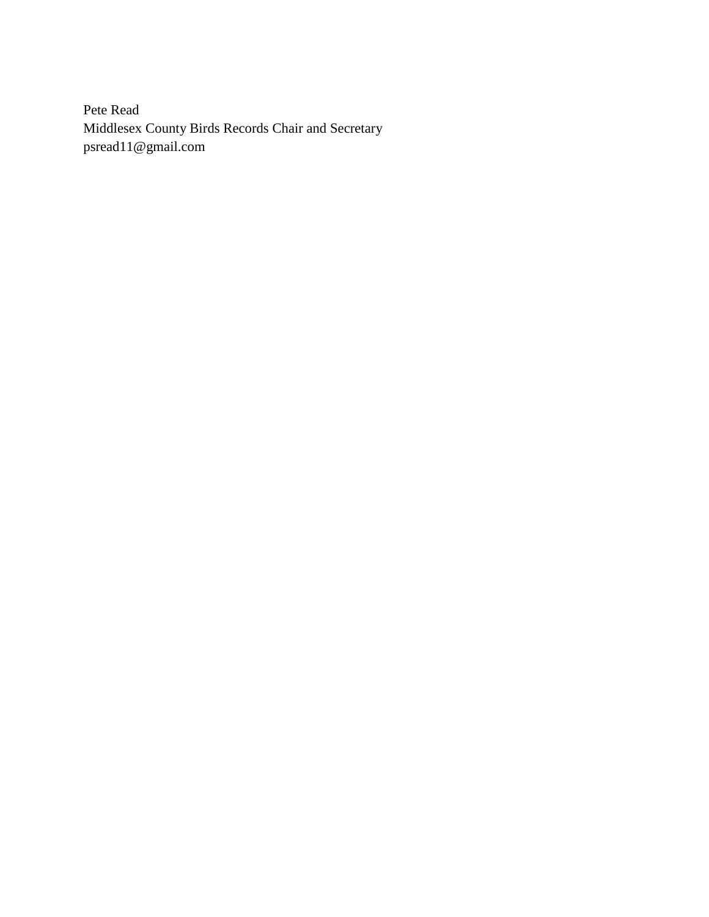Pete Read
Middlesex County Birds Records Chair and Secretary
psread11@gmail.com